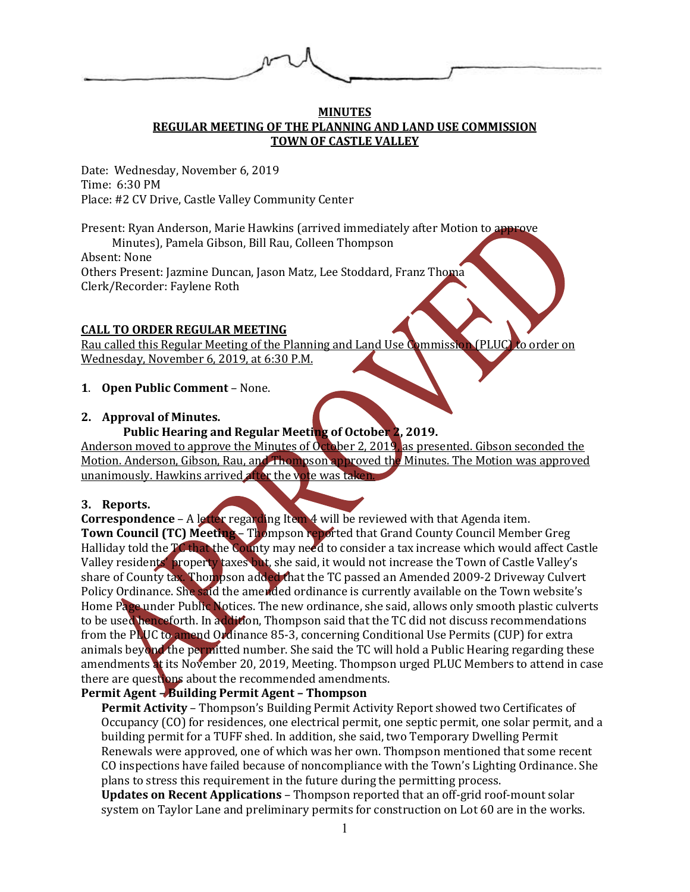**MINUTES**
**REGULAR MEETING OF THE PLANNING AND LAND USE COMMISSION**
**TOWN OF CASTLE VALLEY**

Date: Wednesday, November 6, 2019
Time: 6:30 PM
Place: #2 CV Drive, Castle Valley Community Center

Present: Ryan Anderson, Marie Hawkins (arrived immediately after Motion to approve Minutes), Pamela Gibson, Bill Rau, Colleen Thompson
Absent: None
Others Present: Jazmine Duncan, Jason Matz, Lee Stoddard, Franz Thoma
Clerk/Recorder: Faylene Roth

**CALL TO ORDER REGULAR MEETING**

Rau called this Regular Meeting of the Planning and Land Use Commission (PLUC) to order on Wednesday, November 6, 2019, at 6:30 P.M.

**1. Open Public Comment** – None.

**2. Approval of Minutes.**

**Public Hearing and Regular Meeting of October 2, 2019.**

Anderson moved to approve the Minutes of October 2, 2019, as presented. Gibson seconded the Motion. Anderson, Gibson, Rau, and Thompson approved the Minutes. The Motion was approved unanimously. Hawkins arrived after the vote was taken.

**3. Reports.**

**Correspondence** – A letter regarding Item 4 will be reviewed with that Agenda item.

**Town Council (TC) Meeting** – Thompson reported that Grand County Council Member Greg Halliday told the TC that the County may need to consider a tax increase which would affect Castle Valley residents' property taxes but, she said, it would not increase the Town of Castle Valley's share of County tax. Thompson added that the TC passed an Amended 2009-2 Driveway Culvert Policy Ordinance. She said the amended ordinance is currently available on the Town website's Home Page under Public Notices. The new ordinance, she said, allows only smooth plastic culverts to be used henceforth. In addition, Thompson said that the TC did not discuss recommendations from the PLUC to amend Ordinance 85-3, concerning Conditional Use Permits (CUP) for extra animals beyond the permitted number. She said the TC will hold a Public Hearing regarding these amendments at its November 20, 2019, Meeting. Thompson urged PLUC Members to attend in case there are questions about the recommended amendments.

**Permit Agent – Building Permit Agent – Thompson**

**Permit Activity** – Thompson's Building Permit Activity Report showed two Certificates of Occupancy (CO) for residences, one electrical permit, one septic permit, one solar permit, and a building permit for a TUFF shed. In addition, she said, two Temporary Dwelling Permit Renewals were approved, one of which was her own. Thompson mentioned that some recent CO inspections have failed because of noncompliance with the Town's Lighting Ordinance. She plans to stress this requirement in the future during the permitting process.

**Updates on Recent Applications** – Thompson reported that an off-grid roof-mount solar system on Taylor Lane and preliminary permits for construction on Lot 60 are in the works.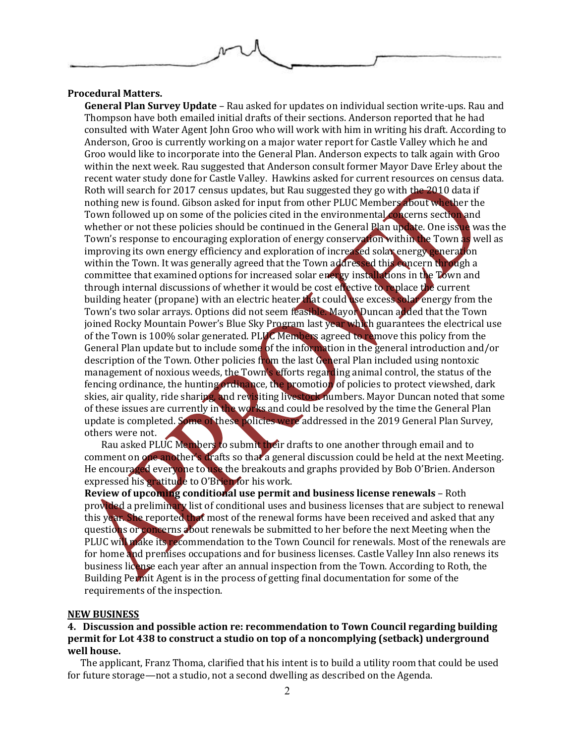**Procedural Matters.**

**General Plan Survey Update** – Rau asked for updates on individual section write-ups. Rau and Thompson have both emailed initial drafts of their sections. Anderson reported that he had consulted with Water Agent John Groo who will work with him in writing his draft. According to Anderson, Groo is currently working on a major water report for Castle Valley which he and Groo would like to incorporate into the General Plan. Anderson expects to talk again with Groo within the next week. Rau suggested that Anderson consult former Mayor Dave Erley about the recent water study done for Castle Valley. Hawkins asked for current resources on census data. Roth will search for 2017 census updates, but Rau suggested they go with the 2010 data if nothing new is found. Gibson asked for input from other PLUC Members about whether the Town followed up on some of the policies cited in the environmental concerns section and whether or not these policies should be continued in the General Plan update. One issue was the Town's response to encouraging exploration of energy conservation within the Town as well as improving its own energy efficiency and exploration of increased solar energy generation within the Town. It was generally agreed that the Town addressed this concern through a committee that examined options for increased solar energy installations in the Town and through internal discussions of whether it would be cost effective to replace the current building heater (propane) with an electric heater that could use excess solar energy from the Town's two solar arrays. Options did not seem feasible. Mayor Duncan added that the Town joined Rocky Mountain Power's Blue Sky Program last year which guarantees the electrical use of the Town is 100% solar generated. PLUC Members agreed to remove this policy from the General Plan update but to include some of the information in the general introduction and/or description of the Town. Other policies from the last General Plan included using nontoxic management of noxious weeds, the Town's efforts regarding animal control, the status of the fencing ordinance, the hunting ordinance, the promotion of policies to protect viewshed, dark skies, air quality, ride sharing, and revisiting livestock numbers. Mayor Duncan noted that some of these issues are currently in the works and could be resolved by the time the General Plan update is completed. Some of these policies were addressed in the 2019 General Plan Survey, others were not.

Rau asked PLUC Members to submit their drafts to one another through email and to comment on one another's drafts so that a general discussion could be held at the next Meeting. He encouraged everyone to use the breakouts and graphs provided by Bob O'Brien. Anderson expressed his gratitude to O'Brien for his work.

**Review of upcoming conditional use permit and business license renewals** – Roth provided a preliminary list of conditional uses and business licenses that are subject to renewal this year. She reported that most of the renewal forms have been received and asked that any questions or concerns about renewals be submitted to her before the next Meeting when the PLUC will make its recommendation to the Town Council for renewals. Most of the renewals are for home and premises occupations and for business licenses. Castle Valley Inn also renews its business license each year after an annual inspection from the Town. According to Roth, the Building Permit Agent is in the process of getting final documentation for some of the requirements of the inspection.

**NEW BUSINESS**

**4. Discussion and possible action re: recommendation to Town Council regarding building permit for Lot 438 to construct a studio on top of a noncomplying (setback) underground well house.**

The applicant, Franz Thoma, clarified that his intent is to build a utility room that could be used for future storage—not a studio, not a second dwelling as described on the Agenda.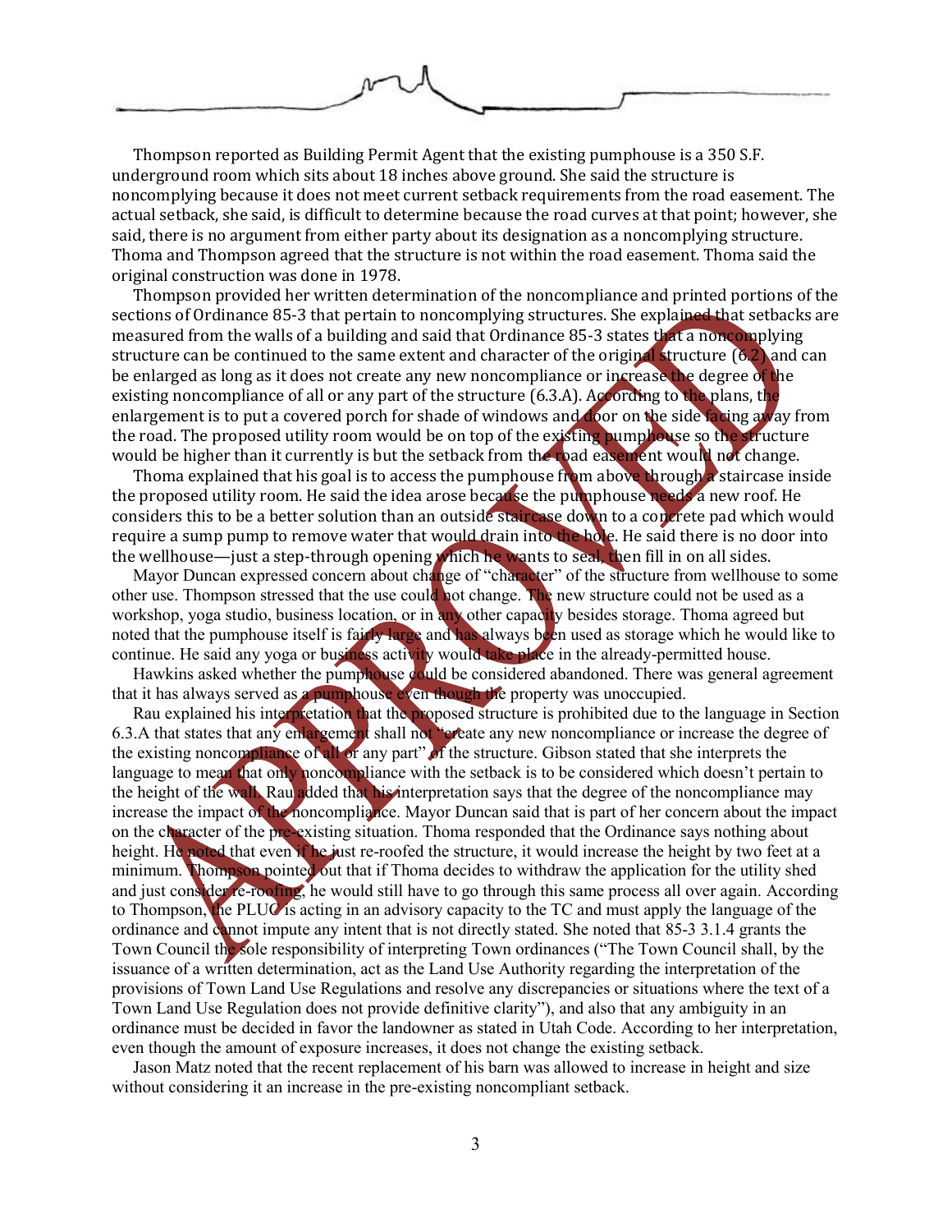Thompson reported as Building Permit Agent that the existing pumphouse is a 350 S.F. underground room which sits about 18 inches above ground. She said the structure is noncomplying because it does not meet current setback requirements from the road easement. The actual setback, she said, is difficult to determine because the road curves at that point; however, she said, there is no argument from either party about its designation as a noncomplying structure. Thoma and Thompson agreed that the structure is not within the road easement. Thoma said the original construction was done in 1978.

Thompson provided her written determination of the noncompliance and printed portions of the sections of Ordinance 85-3 that pertain to noncomplying structures. She explained that setbacks are measured from the walls of a building and said that Ordinance 85-3 states that a noncomplying structure can be continued to the same extent and character of the original structure (6.2) and can be enlarged as long as it does not create any new noncompliance or increase the degree of the existing noncompliance of all or any part of the structure (6.3.A). According to the plans, the enlargement is to put a covered porch for shade of windows and door on the side facing away from the road. The proposed utility room would be on top of the existing pumphouse so the structure would be higher than it currently is but the setback from the road easement would not change.

Thoma explained that his goal is to access the pumphouse from above through a staircase inside the proposed utility room. He said the idea arose because the pumphouse needs a new roof. He considers this to be a better solution than an outside staircase down to a concrete pad which would require a sump pump to remove water that would drain into the hole. He said there is no door into the wellhouse—just a step-through opening which he wants to seal, then fill in on all sides.

Mayor Duncan expressed concern about change of "character" of the structure from wellhouse to some other use. Thompson stressed that the use could not change. The new structure could not be used as a workshop, yoga studio, business location, or in any other capacity besides storage. Thoma agreed but noted that the pumphouse itself is fairly large and has always been used as storage which he would like to continue. He said any yoga or business activity would take place in the already-permitted house.

Hawkins asked whether the pumphouse could be considered abandoned. There was general agreement that it has always served as a pumphouse even though the property was unoccupied.

Rau explained his interpretation that the proposed structure is prohibited due to the language in Section 6.3.A that states that any enlargement shall not "create any new noncompliance or increase the degree of the existing noncompliance of all or any part" of the structure. Gibson stated that she interprets the language to mean that only noncompliance with the setback is to be considered which doesn't pertain to the height of the wall. Rau added that his interpretation says that the degree of the noncompliance may increase the impact of the noncompliance. Mayor Duncan said that is part of her concern about the impact on the character of the pre-existing situation. Thoma responded that the Ordinance says nothing about height. He noted that even if he just re-roofed the structure, it would increase the height by two feet at a minimum. Thompson pointed out that if Thoma decides to withdraw the application for the utility shed and just consider re-roofing, he would still have to go through this same process all over again. According to Thompson, the PLUC is acting in an advisory capacity to the TC and must apply the language of the ordinance and cannot impute any intent that is not directly stated. She noted that 85-3 3.1.4 grants the Town Council the sole responsibility of interpreting Town ordinances ("The Town Council shall, by the issuance of a written determination, act as the Land Use Authority regarding the interpretation of the provisions of Town Land Use Regulations and resolve any discrepancies or situations where the text of a Town Land Use Regulation does not provide definitive clarity"), and also that any ambiguity in an ordinance must be decided in favor the landowner as stated in Utah Code. According to her interpretation, even though the amount of exposure increases, it does not change the existing setback.

Jason Matz noted that the recent replacement of his barn was allowed to increase in height and size without considering it an increase in the pre-existing noncompliant setback.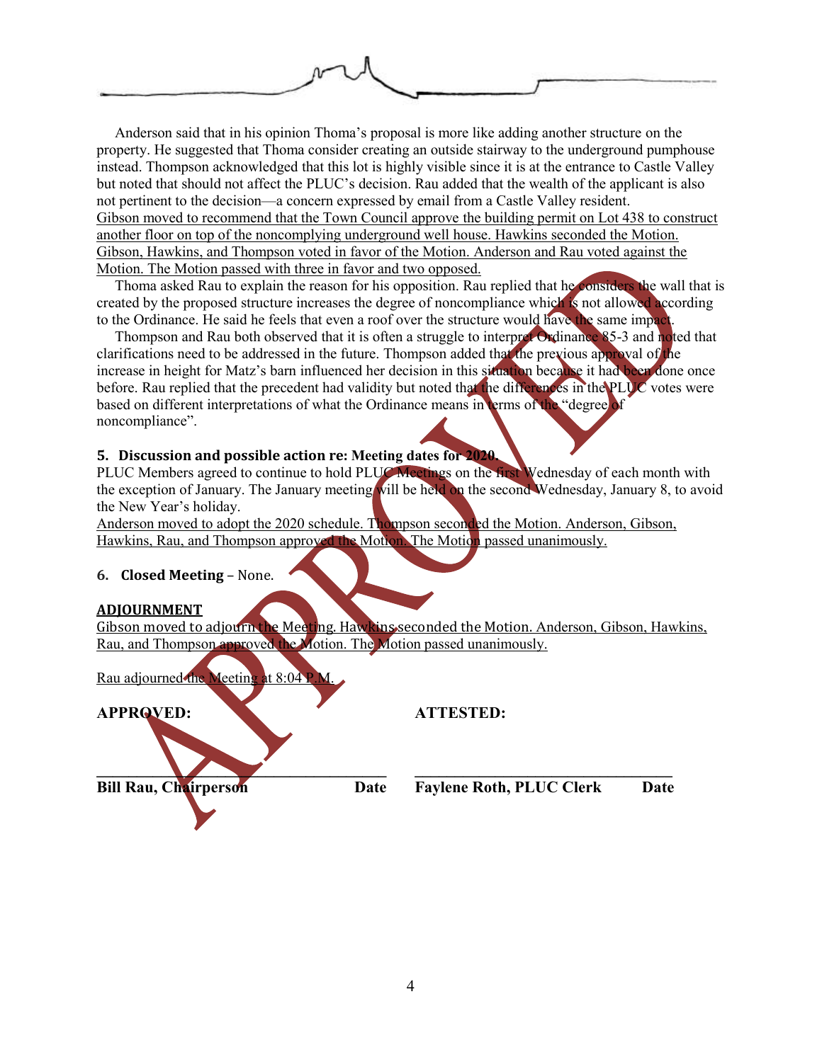Anderson said that in his opinion Thoma's proposal is more like adding another structure on the property. He suggested that Thoma consider creating an outside stairway to the underground pumphouse instead. Thompson acknowledged that this lot is highly visible since it is at the entrance to Castle Valley but noted that should not affect the PLUC's decision. Rau added that the wealth of the applicant is also not pertinent to the decision—a concern expressed by email from a Castle Valley resident.

Gibson moved to recommend that the Town Council approve the building permit on Lot 438 to construct another floor on top of the noncomplying underground well house. Hawkins seconded the Motion. Gibson, Hawkins, and Thompson voted in favor of the Motion. Anderson and Rau voted against the Motion. The Motion passed with three in favor and two opposed.

Thoma asked Rau to explain the reason for his opposition. Rau replied that he considers the wall that is created by the proposed structure increases the degree of noncompliance which is not allowed according to the Ordinance. He said he feels that even a roof over the structure would have the same impact.

Thompson and Rau both observed that it is often a struggle to interpret Ordinance 85-3 and noted that clarifications need to be addressed in the future. Thompson added that the previous approval of the increase in height for Matz's barn influenced her decision in this situation because it had been done once before. Rau replied that the precedent had validity but noted that the differences in the PLUC votes were based on different interpretations of what the Ordinance means in terms of the "degree of noncompliance".

**5. Discussion and possible action re: Meeting dates for 2020.**

PLUC Members agreed to continue to hold PLUC Meetings on the first Wednesday of each month with the exception of January. The January meeting will be held on the second Wednesday, January 8, to avoid the New Year's holiday.

Anderson moved to adopt the 2020 schedule. Thompson seconded the Motion. Anderson, Gibson, Hawkins, Rau, and Thompson approved the Motion. The Motion passed unanimously.

**6. Closed Meeting** – None.

**ADJOURNMENT**

Gibson moved to adjourn the Meeting. Hawkins seconded the Motion. Anderson, Gibson, Hawkins, Rau, and Thompson approved the Motion. The Motion passed unanimously.

Rau adjourned the Meeting at 8:04 P.M.

**APPROVED:** **ATTESTED:**

\_\_\_\_\_\_\_\_\_\_\_\_\_\_\_\_\_\_\_\_\_\_\_\_\_\_\_\_\_\_\_\_\_\_\_\_\_\_ \_\_\_\_\_\_\_\_\_\_\_\_\_\_\_\_\_\_\_\_\_\_\_\_\_\_\_\_\_\_\_\_\_\_\_\_\_\_

**Bill Rau, Chairperson Date** **Faylene Roth, PLUC Clerk Date**

APPROVED